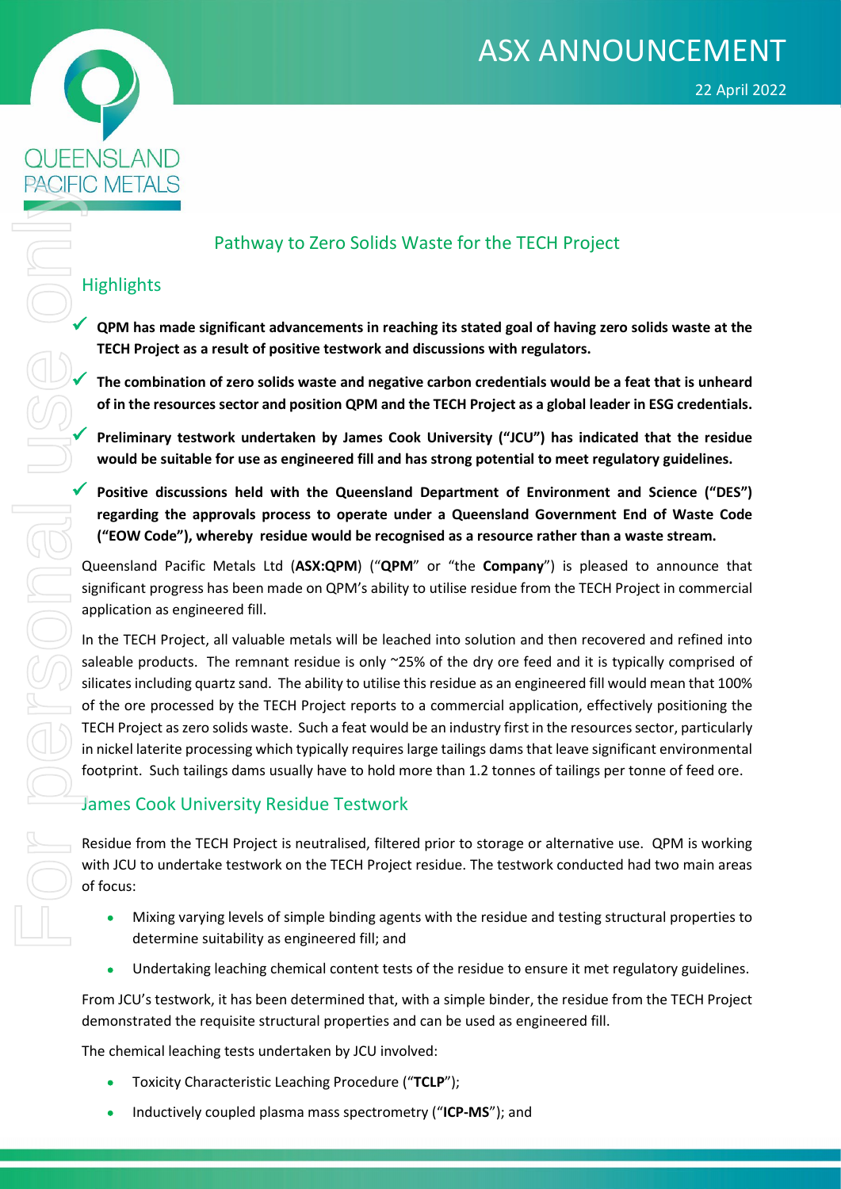# ASX ANNOUNCEMENT

22 April 2022

QUEENSLAND PACIFIC METALS

## Pathway to Zero Solids Waste for the TECH Project

### Highlights

- **QPM has made significant advancements in reaching its stated goal of having zero solids waste at the TECH Project as a result of positive testwork and discussions with regulators.**
- **The combination of zero solids waste and negative carbon credentials would be a feat that is unheard of in the resources sector and position QPM and the TECH Project as a global leader in ESG credentials.**
- **Preliminary testwork undertaken by James Cook University ("JCU") has indicated that the residue would be suitable for use as engineered fill and has strong potential to meet regulatory guidelines.**
- **Positive discussions held with the Queensland Department of Environment and Science ("DES") regarding the approvals process to operate under a Queensland Government End of Waste Code ("EOW Code"), whereby residue would be recognised as a resource rather than a waste stream.**

Queensland Pacific Metals Ltd (**ASX:QPM**) ("**QPM**" or "the **Company**") is pleased to announce that significant progress has been made on QPM's ability to utilise residue from the TECH Project in commercial application as engineered fill.

In the TECH Project, all valuable metals will be leached into solution and then recovered and refined into saleable products. The remnant residue is only ~25% of the dry ore feed and it is typically comprised of silicates including quartz sand. The ability to utilise this residue as an engineered fill would mean that 100% of the ore processed by the TECH Project reports to a commercial application, effectively positioning the TECH Project as zero solids waste. Such a feat would be an industry first in the resources sector, particularly in nickel laterite processing which typically requires large tailings dams that leave significant environmental footprint. Such tailings dams usually have to hold more than 1.2 tonnes of tailings per tonne of feed ore.

### James Cook University Residue Testwork

Residue from the TECH Project is neutralised, filtered prior to storage or alternative use. QPM is working with JCU to undertake testwork on the TECH Project residue. The testwork conducted had two main areas of focus:

- Mixing varying levels of simple binding agents with the residue and testing structural properties to determine suitability as engineered fill; and
- Undertaking leaching chemical content tests of the residue to ensure it met regulatory guidelines.

From JCU's testwork, it has been determined that, with a simple binder, the residue from the TECH Project demonstrated the requisite structural properties and can be used as engineered fill.

The chemical leaching tests undertaken by JCU involved:

- Toxicity Characteristic Leaching Procedure ("**TCLP**");
- Inductively coupled plasma mass spectrometry ("**ICP-MS**"); and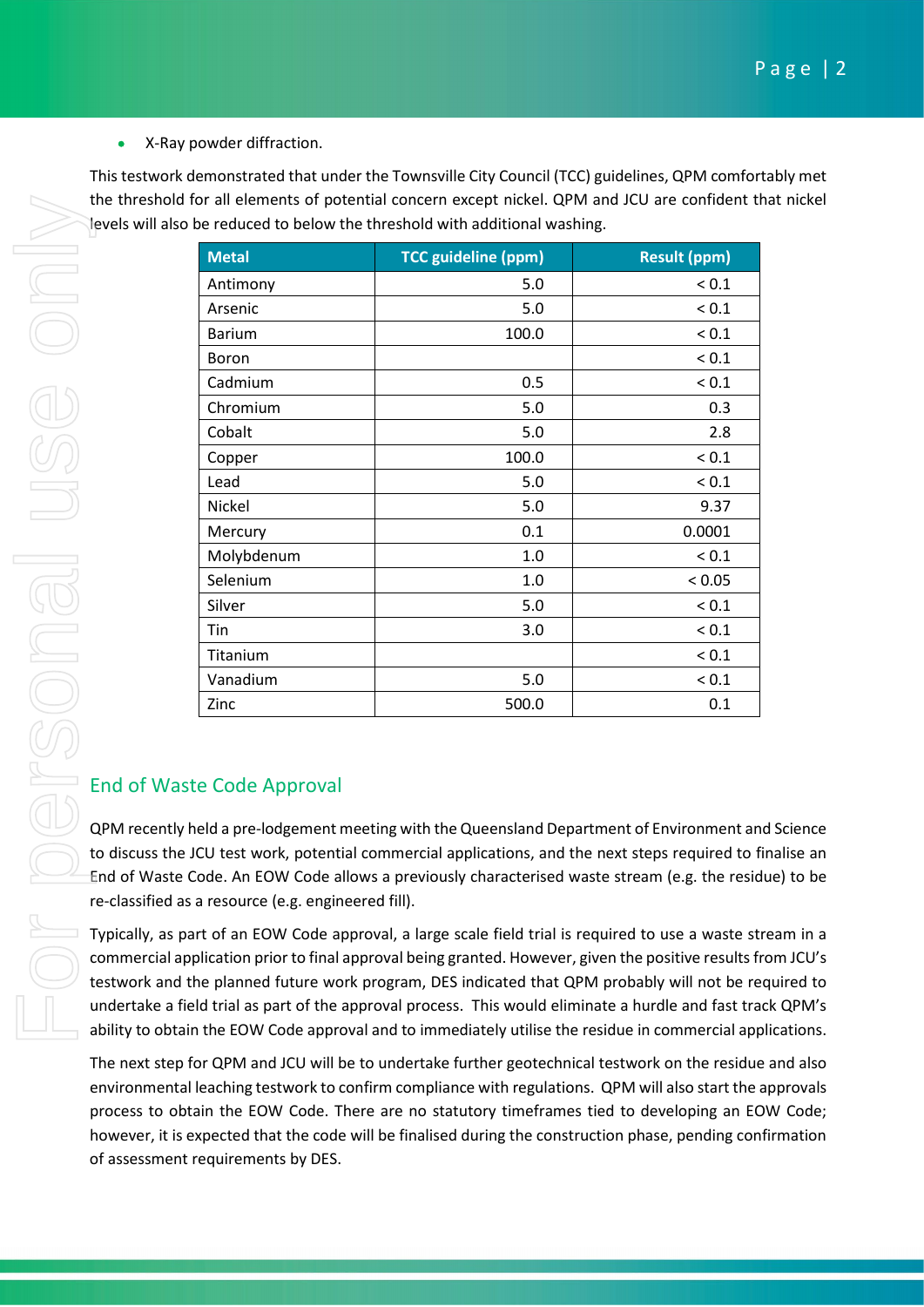- X-Ray powder diffraction.

This testwork demonstrated that under the Townsville City Council (TCC) guidelines, QPM comfortably met the threshold for all elements of potential concern except nickel. QPM and JCU are confident that nickel levels will also be reduced to below the threshold with additional washing.

| Metal | TCC guideline (ppm) | Result (ppm) |
|---|---|---|
| Antimony | 5.0 | < 0.1 |
| Arsenic | 5.0 | < 0.1 |
| Barium | 100.0 | < 0.1 |
| Boron | | < 0.1 |
| Cadmium | 0.5 | < 0.1 |
| Chromium | 5.0 | 0.3 |
| Cobalt | 5.0 | 2.8 |
| Copper | 100.0 | < 0.1 |
| Lead | 5.0 | < 0.1 |
| Nickel | 5.0 | 9.37 |
| Mercury | 0.1 | 0.0001 |
| Molybdenum | 1.0 | < 0.1 |
| Selenium | 1.0 | < 0.05 |
| Silver | 5.0 | < 0.1 |
| Tin | 3.0 | < 0.1 |
| Titanium | | < 0.1 |
| Vanadium | 5.0 | < 0.1 |
| Zinc | 500.0 | 0.1 |

## End of Waste Code Approval

QPM recently held a pre-lodgement meeting with the Queensland Department of Environment and Science to discuss the JCU test work, potential commercial applications, and the next steps required to finalise an End of Waste Code. An EOW Code allows a previously characterised waste stream (e.g. the residue) to be re-classified as a resource (e.g. engineered fill).

Typically, as part of an EOW Code approval, a large scale field trial is required to use a waste stream in a commercial application prior to final approval being granted. However, given the positive results from JCU's testwork and the planned future work program, DES indicated that QPM probably will not be required to undertake a field trial as part of the approval process. This would eliminate a hurdle and fast track QPM's ability to obtain the EOW Code approval and to immediately utilise the residue in commercial applications.

The next step for QPM and JCU will be to undertake further geotechnical testwork on the residue and also environmental leaching testwork to confirm compliance with regulations. QPM will also start the approvals process to obtain the EOW Code. There are no statutory timeframes tied to developing an EOW Code; however, it is expected that the code will be finalised during the construction phase, pending confirmation of assessment requirements by DES.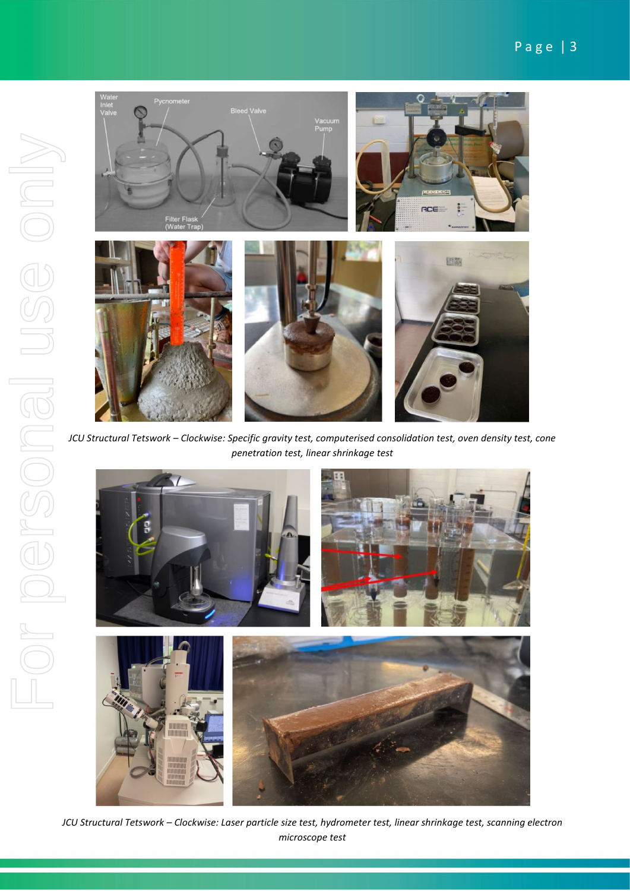*JCU Structural Tetswork – Clockwise: Specific gravity test, computerised consolidation test, oven density test, cone penetration test, linear shrinkage test*

*JCU Structural Tetswork – Clockwise: Laser particle size test, hydrometer test, linear shrinkage test, scanning electron microscope test*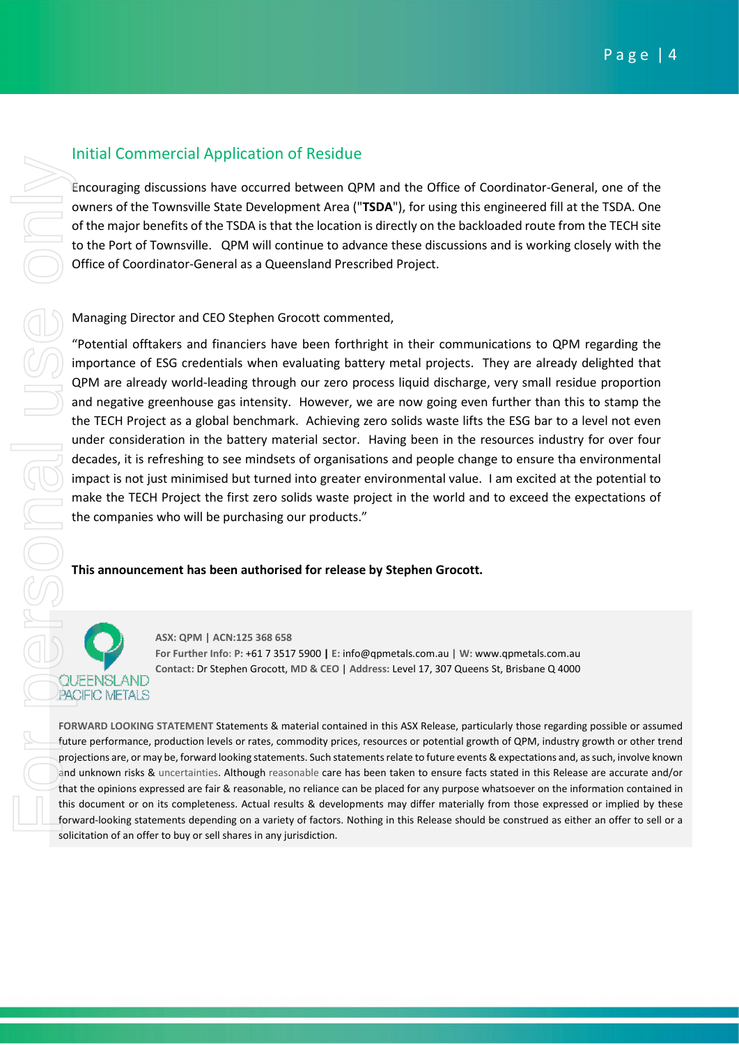## Initial Commercial Application of Residue

Encouraging discussions have occurred between QPM and the Office of Coordinator-General, one of the owners of the Townsville State Development Area ("**TSDA**"), for using this engineered fill at the TSDA. One of the major benefits of the TSDA is that the location is directly on the backloaded route from the TECH site to the Port of Townsville. QPM will continue to advance these discussions and is working closely with the Office of Coordinator-General as a Queensland Prescribed Project.

Managing Director and CEO Stephen Grocott commented,

"Potential offtakers and financiers have been forthright in their communications to QPM regarding the importance of ESG credentials when evaluating battery metal projects. They are already delighted that QPM are already world-leading through our zero process liquid discharge, very small residue proportion and negative greenhouse gas intensity. However, we are now going even further than this to stamp the the TECH Project as a global benchmark. Achieving zero solids waste lifts the ESG bar to a level not even under consideration in the battery material sector. Having been in the resources industry for over four decades, it is refreshing to see mindsets of organisations and people change to ensure tha environmental impact is not just minimised but turned into greater environmental value. I am excited at the potential to make the TECH Project the first zero solids waste project in the world and to exceed the expectations of the companies who will be purchasing our products."

**This announcement has been authorised for release by Stephen Grocott.**

QUEENSLAND PACIFIC METALS

**ASX: QPM | ACN:125 368 658**
**For Further Info: P:** +61 7 3517 5900 **| E:** info@qpmetals.com.au **| W:** www.qpmetals.com.au
**Contact:** Dr Stephen Grocott, **MD & CEO | Address:** Level 17, 307 Queens St, Brisbane Q 4000

**FORWARD LOOKING STATEMENT** Statements & material contained in this ASX Release, particularly those regarding possible or assumed future performance, production levels or rates, commodity prices, resources or potential growth of QPM, industry growth or other trend projections are, or may be, forward looking statements. Such statements relate to future events & expectations and, as such, involve known and unknown risks & uncertainties. Although reasonable care has been taken to ensure facts stated in this Release are accurate and/or that the opinions expressed are fair & reasonable, no reliance can be placed for any purpose whatsoever on the information contained in this document or on its completeness. Actual results & developments may differ materially from those expressed or implied by these forward-looking statements depending on a variety of factors. Nothing in this Release should be construed as either an offer to sell or a solicitation of an offer to buy or sell shares in any jurisdiction.